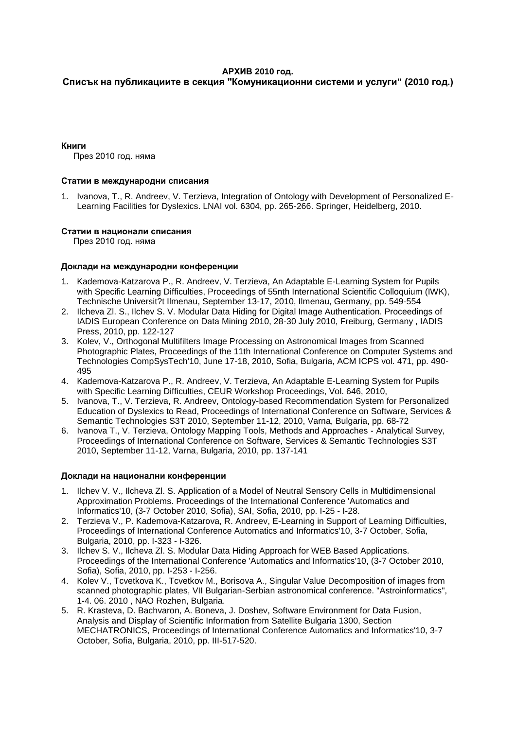**АРХИВ 2010 год.**

**Списък на публикациите в секция "Комуникационни системи и услуги" (2010 год.)**

**Книги**

През 2010 год. няма

**Статии в международни списания**

1. Ivanova, T., R. Andreev, V. Terzieva, Integration of Ontology with Development of Personalized E-Learning Facilities for Dyslexics. LNAI vol. 6304, pp. 265-266. Springer, Heidelberg, 2010.

**Статии в национали списания**

През 2010 год. няма

**Доклади на международни конференции**

1. Kademova-Katzarova P., R. Andreev, V. Terzieva, An Adaptable E-Learning System for Pupils with Specific Learning Difficulties, Proceedings of 55nth International Scientific Colloquium (IWK), Technische Universit?t Ilmenau, September 13-17, 2010, Ilmenau, Germany, pp. 549-554
2. Ilcheva Zl. S., Ilchev S. V. Modular Data Hiding for Digital Image Authentication. Proceedings of IADIS European Conference on Data Mining 2010, 28-30 July 2010, Freiburg, Germany , IADIS Press, 2010, pp. 122-127
3. Kolev, V., Orthogonal Multifilters Image Processing on Astronomical Images from Scanned Photographic Plates, Proceedings of the 11th International Conference on Computer Systems and Technologies CompSysTech'10, June 17-18, 2010, Sofia, Bulgaria, ACM ICPS vol. 471, pp. 490-495
4. Kademova-Katzarova P., R. Andreev, V. Terzieva, An Adaptable E-Learning System for Pupils with Specific Learning Difficulties, CEUR Workshop Proceedings, Vol. 646, 2010,
5. Ivanova, T., V. Terzieva, R. Andreev, Ontology-based Recommendation System for Personalized Education of Dyslexics to Read, Proceedings of International Conference on Software, Services & Semantic Technologies S3T 2010, September 11-12, 2010, Varna, Bulgaria, pp. 68-72
6. Ivanova T., V. Terzieva, Ontology Mapping Tools, Methods and Approaches - Analytical Survey, Proceedings of International Conference on Software, Services & Semantic Technologies S3T 2010, September 11-12, Varna, Bulgaria, 2010, pp. 137-141

**Доклади на национални конференции**

1. Ilchev V. V., Ilcheva Zl. S. Application of a Model of Neutral Sensory Cells in Multidimensional Approximation Problems. Proceedings of the International Conference 'Automatics and Informatics'10, (3-7 October 2010, Sofia), SAI, Sofia, 2010, pp. I-25 - I-28.
2. Terzieva V., P. Kademova-Katzarova, R. Andreev, E-Learning in Support of Learning Difficulties, Proceedings of International Conference Automatics and Informatics'10, 3-7 October, Sofia, Bulgaria, 2010, pp. I-323 - I-326.
3. Ilchev S. V., Ilcheva Zl. S. Modular Data Hiding Approach for WEB Based Applications. Proceedings of the International Conference 'Automatics and Informatics'10, (3-7 October 2010, Sofia), Sofia, 2010, pp. I-253 - I-256.
4. Kolev V., Tcvetkova K., Tcvetkov M., Borisova A., Singular Value Decomposition of images from scanned photographic plates, VII Bulgarian-Serbian astronomical conference. "Astroinformatics", 1-4. 06. 2010 , NAO Rozhen, Bulgaria.
5. R. Krasteva, D. Bachvaron, A. Boneva, J. Doshev, Software Environment for Data Fusion, Analysis and Display of Scientific Information from Satellite Bulgaria 1300, Section MECHATRONICS, Proceedings of International Conference Automatics and Informatics'10, 3-7 October, Sofia, Bulgaria, 2010, pp. III-517-520.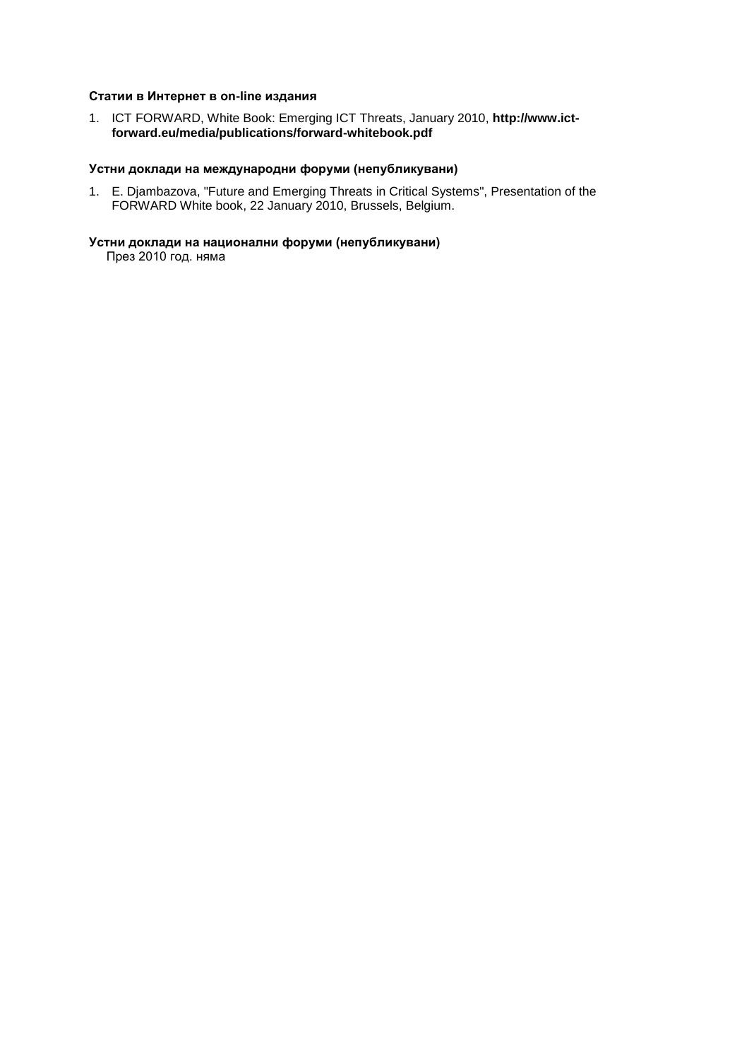**Статии в Интернет в on-line издания**

1. ICT FORWARD, White Book: Emerging ICT Threats, January 2010, **http://www.ict-forward.eu/media/publications/forward-whitebook.pdf**

**Устни доклади на международни форуми (непубликувани)**

1. E. Djambazova, "Future and Emerging Threats in Critical Systems", Presentation of the FORWARD White book, 22 January 2010, Brussels, Belgium.

**Устни доклади на национални форуми (непубликувани)**

През 2010 год. няма